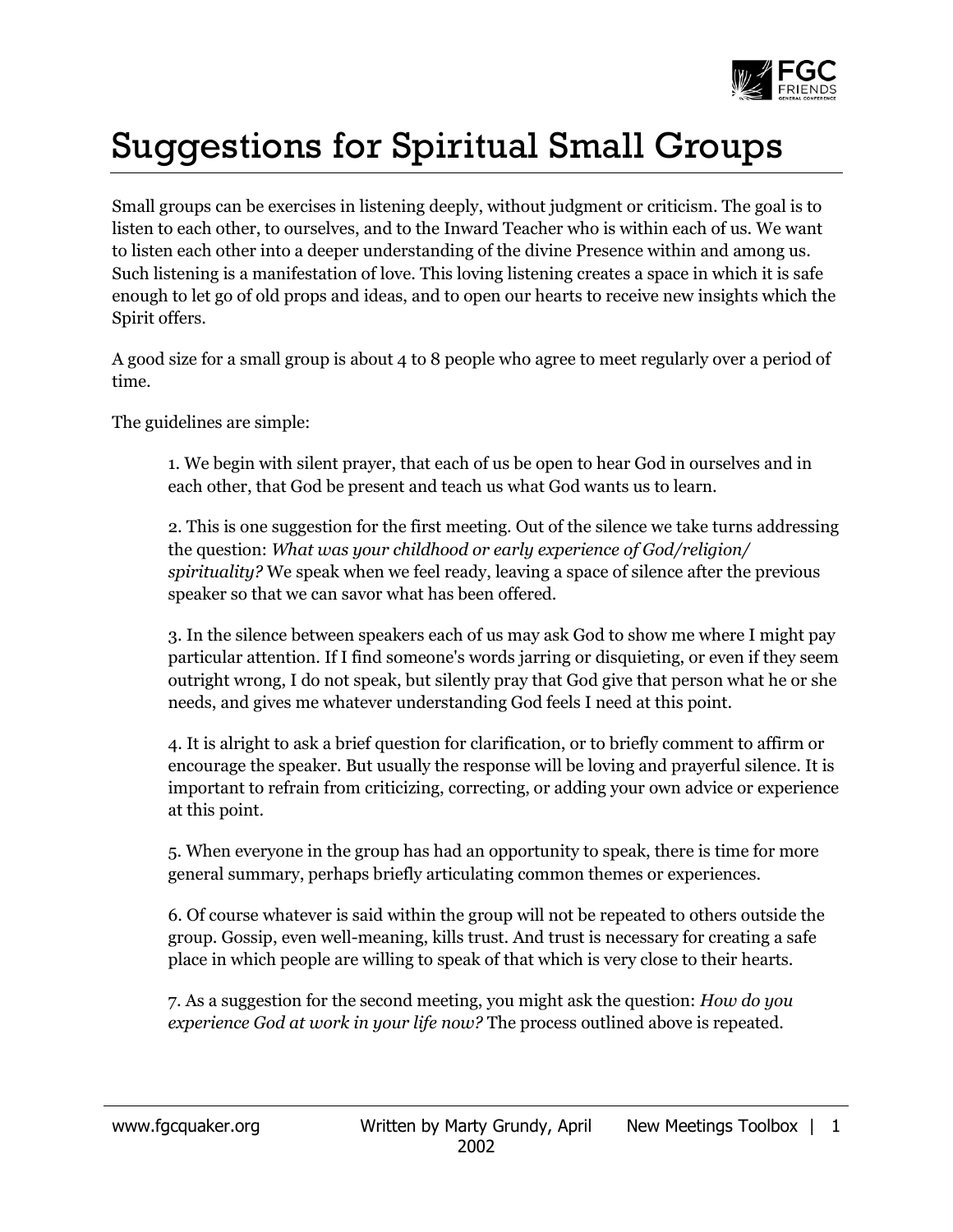# Suggestions for Spiritual Small Groups

Small groups can be exercises in listening deeply, without judgment or criticism. The goal is to listen to each other, to ourselves, and to the Inward Teacher who is within each of us. We want to listen each other into a deeper understanding of the divine Presence within and among us. Such listening is a manifestation of love. This loving listening creates a space in which it is safe enough to let go of old props and ideas, and to open our hearts to receive new insights which the Spirit offers.

A good size for a small group is about 4 to 8 people who agree to meet regularly over a period of time.

The guidelines are simple:

1. We begin with silent prayer, that each of us be open to hear God in ourselves and in each other, that God be present and teach us what God wants us to learn.

2. This is one suggestion for the first meeting. Out of the silence we take turns addressing the question: *What was your childhood or early experience of God/religion/ spirituality?* We speak when we feel ready, leaving a space of silence after the previous speaker so that we can savor what has been offered.

3. In the silence between speakers each of us may ask God to show me where I might pay particular attention. If I find someone's words jarring or disquieting, or even if they seem outright wrong, I do not speak, but silently pray that God give that person what he or she needs, and gives me whatever understanding God feels I need at this point.

4. It is alright to ask a brief question for clarification, or to briefly comment to affirm or encourage the speaker. But usually the response will be loving and prayerful silence. It is important to refrain from criticizing, correcting, or adding your own advice or experience at this point.

5. When everyone in the group has had an opportunity to speak, there is time for more general summary, perhaps briefly articulating common themes or experiences.

6. Of course whatever is said within the group will not be repeated to others outside the group. Gossip, even well-meaning, kills trust. And trust is necessary for creating a safe place in which people are willing to speak of that which is very close to their hearts.

7. As a suggestion for the second meeting, you might ask the question: *How do you experience God at work in your life now?* The process outlined above is repeated.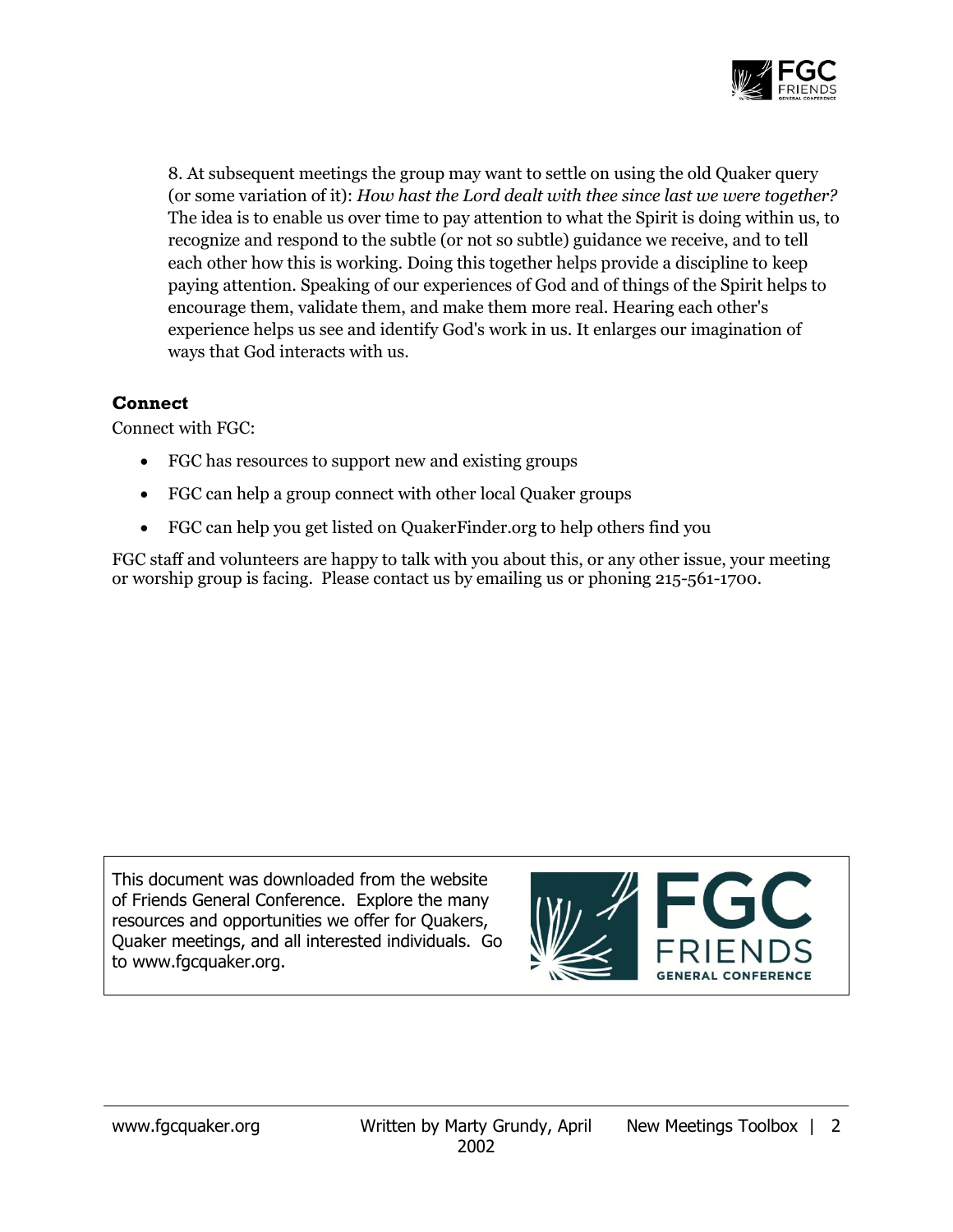8. At subsequent meetings the group may want to settle on using the old Quaker query (or some variation of it): *How hast the Lord dealt with thee since last we were together?* The idea is to enable us over time to pay attention to what the Spirit is doing within us, to recognize and respond to the subtle (or not so subtle) guidance we receive, and to tell each other how this is working. Doing this together helps provide a discipline to keep paying attention. Speaking of our experiences of God and of things of the Spirit helps to encourage them, validate them, and make them more real. Hearing each other's experience helps us see and identify God's work in us. It enlarges our imagination of ways that God interacts with us.

**Connect**

Connect with FGC:

- FGC has resources to support new and existing groups
- FGC can help a group connect with other local Quaker groups
- FGC can help you get listed on QuakerFinder.org to help others find you

FGC staff and volunteers are happy to talk with you about this, or any other issue, your meeting or worship group is facing. Please contact us by emailing us or phoning 215-561-1700.

This document was downloaded from the website of Friends General Conference. Explore the many resources and opportunities we offer for Quakers, Quaker meetings, and all interested individuals. Go to www.fgcquaker.org.

FGC FRIENDS GENERAL CONFERENCE